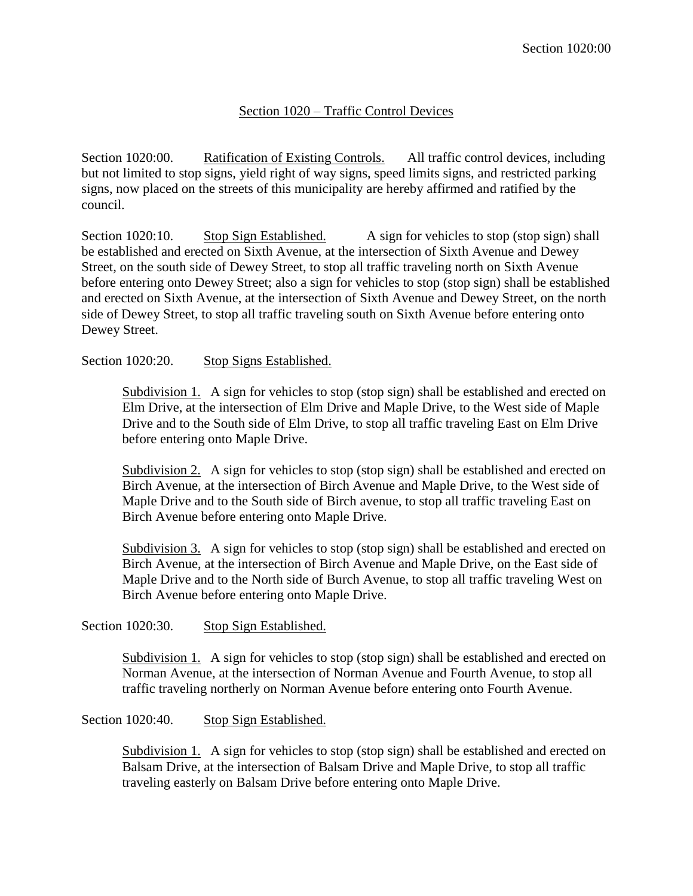## Section 1020 – Traffic Control Devices

Section 1020:00. Ratification of Existing Controls. All traffic control devices, including but not limited to stop signs, yield right of way signs, speed limits signs, and restricted parking signs, now placed on the streets of this municipality are hereby affirmed and ratified by the council.

Section 1020:10. Stop Sign Established. A sign for vehicles to stop (stop sign) shall be established and erected on Sixth Avenue, at the intersection of Sixth Avenue and Dewey Street, on the south side of Dewey Street, to stop all traffic traveling north on Sixth Avenue before entering onto Dewey Street; also a sign for vehicles to stop (stop sign) shall be established and erected on Sixth Avenue, at the intersection of Sixth Avenue and Dewey Street, on the north side of Dewey Street, to stop all traffic traveling south on Sixth Avenue before entering onto Dewey Street.

Section 1020:20. Stop Signs Established.

> Subdivision 1. A sign for vehicles to stop (stop sign) shall be established and erected on Elm Drive, at the intersection of Elm Drive and Maple Drive, to the West side of Maple Drive and to the South side of Elm Drive, to stop all traffic traveling East on Elm Drive before entering onto Maple Drive.
>
> Subdivision 2. A sign for vehicles to stop (stop sign) shall be established and erected on Birch Avenue, at the intersection of Birch Avenue and Maple Drive, to the West side of Maple Drive and to the South side of Birch avenue, to stop all traffic traveling East on Birch Avenue before entering onto Maple Drive.
>
> Subdivision 3. A sign for vehicles to stop (stop sign) shall be established and erected on Birch Avenue, at the intersection of Birch Avenue and Maple Drive, on the East side of Maple Drive and to the North side of Burch Avenue, to stop all traffic traveling West on Birch Avenue before entering onto Maple Drive.

Section 1020:30. Stop Sign Established.

> Subdivision 1. A sign for vehicles to stop (stop sign) shall be established and erected on Norman Avenue, at the intersection of Norman Avenue and Fourth Avenue, to stop all traffic traveling northerly on Norman Avenue before entering onto Fourth Avenue.

Section 1020:40. Stop Sign Established.

> Subdivision 1. A sign for vehicles to stop (stop sign) shall be established and erected on Balsam Drive, at the intersection of Balsam Drive and Maple Drive, to stop all traffic traveling easterly on Balsam Drive before entering onto Maple Drive.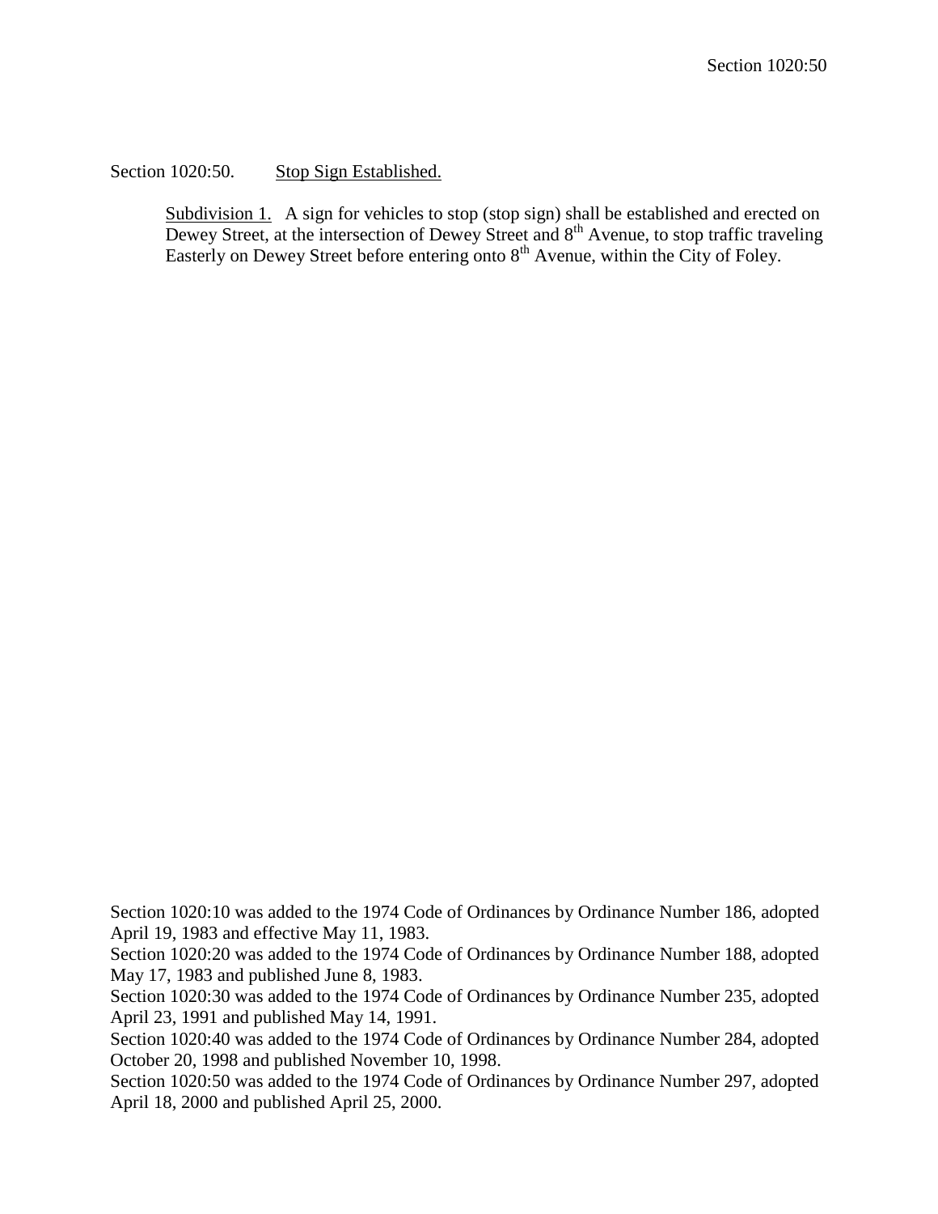Section 1020:50. Stop Sign Established.

Subdivision 1. A sign for vehicles to stop (stop sign) shall be established and erected on Dewey Street, at the intersection of Dewey Street and 8th Avenue, to stop traffic traveling Easterly on Dewey Street before entering onto 8th Avenue, within the City of Foley.

Section 1020:10 was added to the 1974 Code of Ordinances by Ordinance Number 186, adopted April 19, 1983 and effective May 11, 1983.
Section 1020:20 was added to the 1974 Code of Ordinances by Ordinance Number 188, adopted May 17, 1983 and published June 8, 1983.
Section 1020:30 was added to the 1974 Code of Ordinances by Ordinance Number 235, adopted April 23, 1991 and published May 14, 1991.
Section 1020:40 was added to the 1974 Code of Ordinances by Ordinance Number 284, adopted October 20, 1998 and published November 10, 1998.
Section 1020:50 was added to the 1974 Code of Ordinances by Ordinance Number 297, adopted April 18, 2000 and published April 25, 2000.